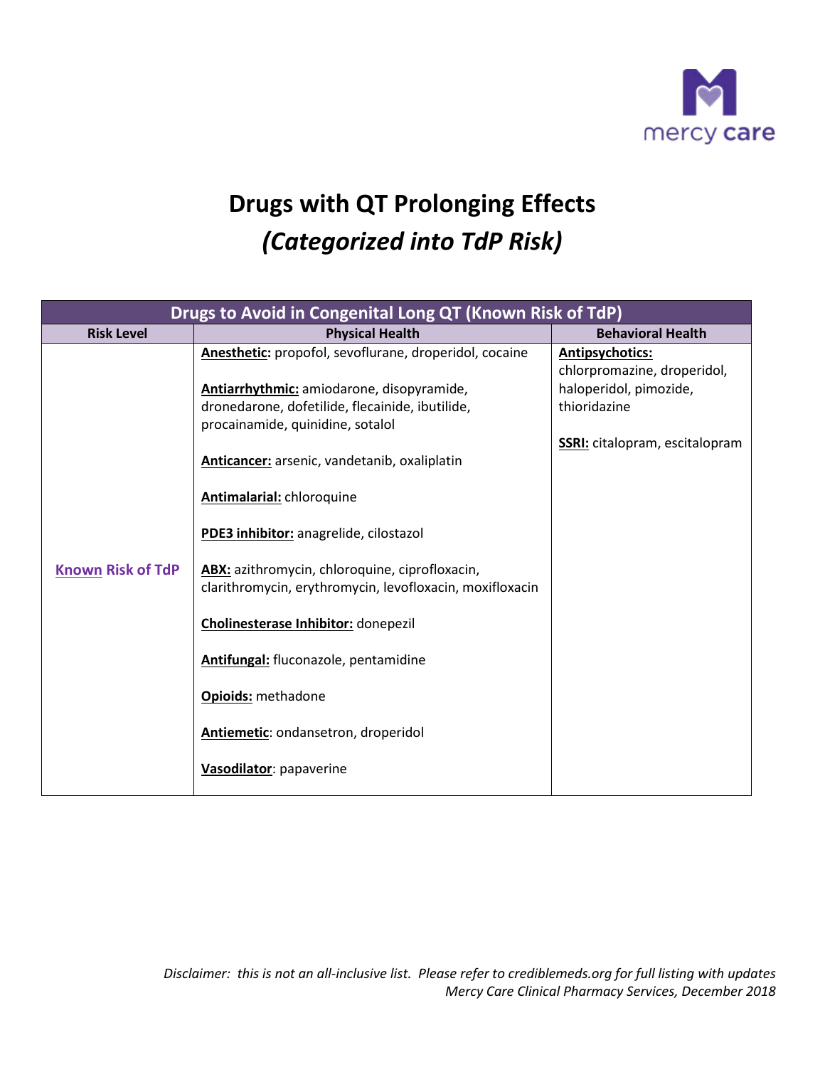# Drugs with QT Prolonging Effects

## *(Categorized into TdP Risk)*

| Drugs to Avoid in Congenital Long QT (Known Risk of TdP) | | |
|---|---|---|
| **Risk Level** | **Physical Health** | **Behavioral Health** |
| **Known Risk of TdP** | **Anesthetic:** propofol, sevoflurane, droperidol, cocaine<br><br>**Antiarrhythmic:** amiodarone, disopyramide, dronedarone, dofetilide, flecainide, ibutilide, procainamide, quinidine, sotalol<br><br>**Anticancer:** arsenic, vandetanib, oxaliplatin<br><br>**Antimalarial:** chloroquine<br><br>**PDE3 inhibitor:** anagrelide, cilostazol<br><br>**ABX:** azithromycin, chloroquine, ciprofloxacin, clarithromycin, erythromycin, levofloxacin, moxifloxacin<br><br>**Cholinesterase Inhibitor:** donepezil<br><br>**Antifungal:** fluconazole, pentamidine<br><br>**Opioids:** methadone<br><br>**Antiemetic**: ondansetron, droperidol<br><br>**Vasodilator**: papaverine | **Antipsychotics:** chlorpromazine, droperidol, haloperidol, pimozide, thioridazine<br><br>**SSRI:** citalopram, escitalopram |

*Disclaimer: this is not an all-inclusive list. Please refer to crediblemeds.org for full listing with updates*
*Mercy Care Clinical Pharmacy Services, December 2018*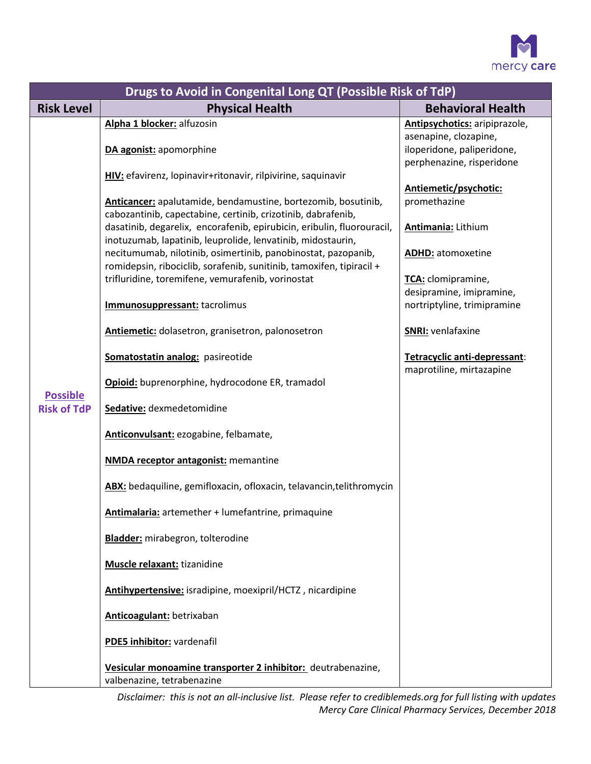| Drugs to Avoid in Congenital Long QT (Possible Risk of TdP) | | |
|---|---|---|
| **Risk Level** | **Physical Health** | **Behavioral Health** |
| **Possible Risk of TdP** | **Alpha 1 blocker:** alfuzosin<br><br>**DA agonist:** apomorphine<br><br>**HIV:** efavirenz, lopinavir+ritonavir, rilpivirine, saquinavir<br><br>**Anticancer:** apalutamide, bendamustine, bortezomib, bosutinib, cabozantinib, capectabine, certinib, crizotinib, dabrafenib, dasatinib, degarelix, encorafenib, epirubicin, eribulin, fluorouracil, inotuzumab, lapatinib, leuprolide, lenvatinib, midostaurin, necitumumab, nilotinib, osimertinib, panobinostat, pazopanib, romidepsin, ribociclib, sorafenib, sunitinib, tamoxifen, tipiracil + trifluridine, toremifene, vemurafenib, vorinostat<br><br>**Immunosuppressant:** tacrolimus<br><br>**Antiemetic:** dolasetron, granisetron, palonosetron<br><br>**Somatostatin analog:** pasireotide<br><br>**Opioid:** buprenorphine, hydrocodone ER, tramadol<br><br>**Sedative:** dexmedetomidine<br><br>**Anticonvulsant:** ezogabine, felbamate,<br><br>**NMDA receptor antagonist:** memantine<br><br>**ABX:** bedaquiline, gemifloxacin, ofloxacin, telavancin,telithromycin<br><br>**Antimalaria:** artemether + lumefantrine, primaquine<br><br>**Bladder:** mirabegron, tolterodine<br><br>**Muscle relaxant:** tizanidine<br><br>**Antihypertensive:** isradipine, moexipril/HCTZ , nicardipine<br><br>**Anticoagulant:** betrixaban<br><br>**PDE5 inhibitor:** vardenafil<br><br>**Vesicular monoamine transporter 2 inhibitor:** deutrabenazine, valbenazine, tetrabenazine | **Antipsychotics:** aripiprazole, asenapine, clozapine, iloperidone, paliperidone, perphenazine, risperidone<br><br>**Antiemetic/psychotic:** promethazine<br><br>**Antimania:** Lithium<br><br>**ADHD:** atomoxetine<br><br>**TCA:** clomipramine, desipramine, imipramine, nortriptyline, trimipramine<br><br>**SNRI:** venlafaxine<br><br>**Tetracyclic anti-depressant:** maprotiline, mirtazapine |

*Disclaimer: this is not an all-inclusive list. Please refer to crediblemeds.org for full listing with updates*
*Mercy Care Clinical Pharmacy Services, December 2018*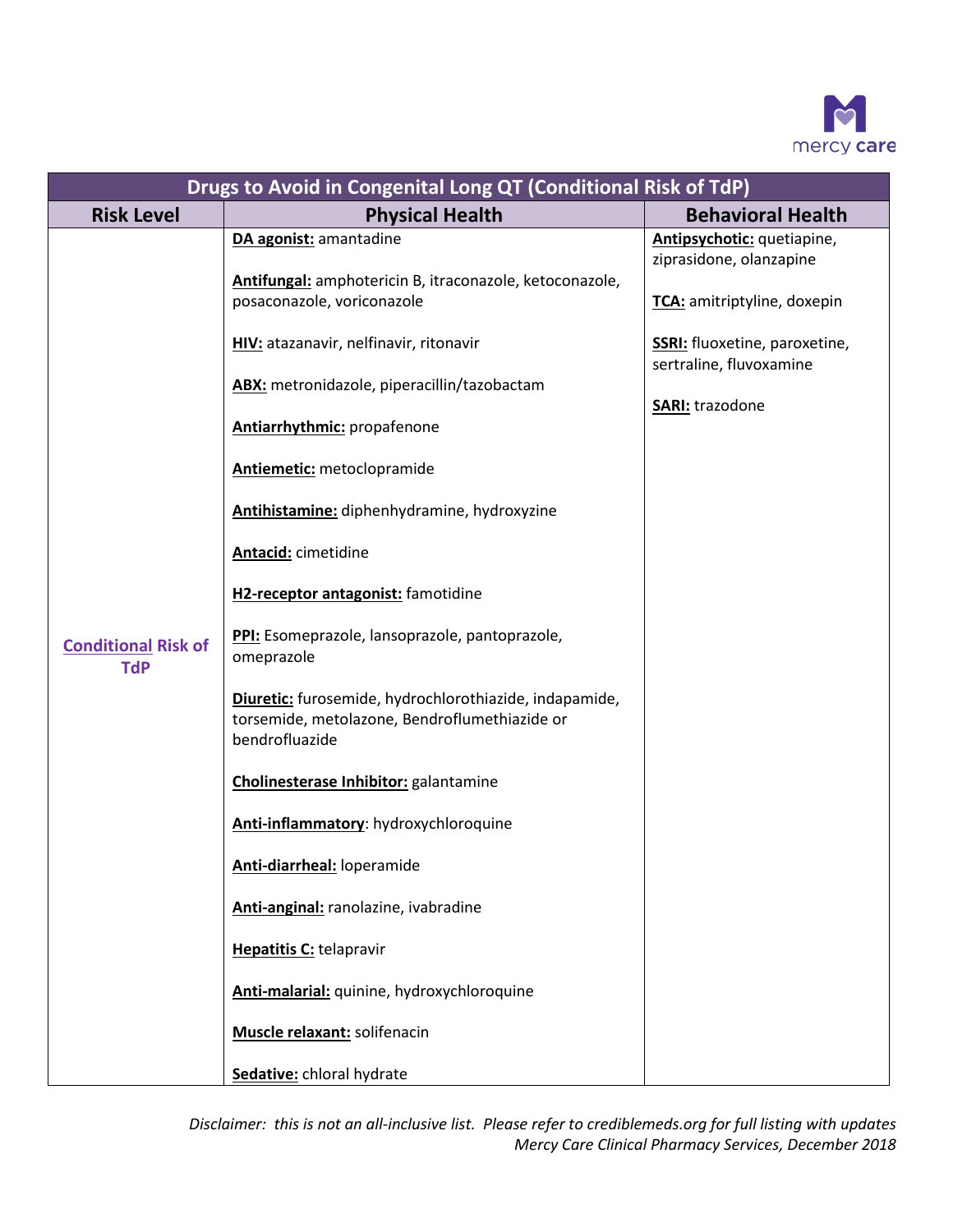| Drugs to Avoid in Congenital Long QT (Conditional Risk of TdP) | | |
|---|---|---|
| **Risk Level** | **Physical Health** | **Behavioral Health** |
| **Conditional Risk of TdP** | **DA agonist:** amantadine<br><br>**Antifungal:** amphotericin B, itraconazole, ketoconazole, posaconazole, voriconazole<br><br>**HIV:** atazanavir, nelfinavir, ritonavir<br><br>**ABX:** metronidazole, piperacillin/tazobactam<br><br>**Antiarrhythmic:** propafenone<br><br>**Antiemetic:** metoclopramide<br><br>**Antihistamine:** diphenhydramine, hydroxyzine<br><br>**Antacid:** cimetidine<br><br>**H2-receptor antagonist:** famotidine<br><br>**PPI:** Esomeprazole, lansoprazole, pantoprazole, omeprazole<br><br>**Diuretic:** furosemide, hydrochlorothiazide, indapamide, torsemide, metolazone, Bendroflumethiazide or bendrofluazide<br><br>**Cholinesterase Inhibitor:** galantamine<br><br>**Anti-inflammatory**: hydroxychloroquine<br><br>**Anti-diarrheal:** loperamide<br><br>**Anti-anginal:** ranolazine, ivabradine<br><br>**Hepatitis C:** telapravir<br><br>**Anti-malarial:** quinine, hydroxychloroquine<br><br>**Muscle relaxant:** solifenacin<br><br>**Sedative:** chloral hydrate | **Antipsychotic:** quetiapine, ziprasidone, olanzapine<br><br>**TCA:** amitriptyline, doxepin<br><br>**SSRI:** fluoxetine, paroxetine, sertraline, fluvoxamine<br><br>**SARI:** trazodone |

*Disclaimer: this is not an all-inclusive list. Please refer to crediblemeds.org for full listing with updates*
*Mercy Care Clinical Pharmacy Services, December 2018*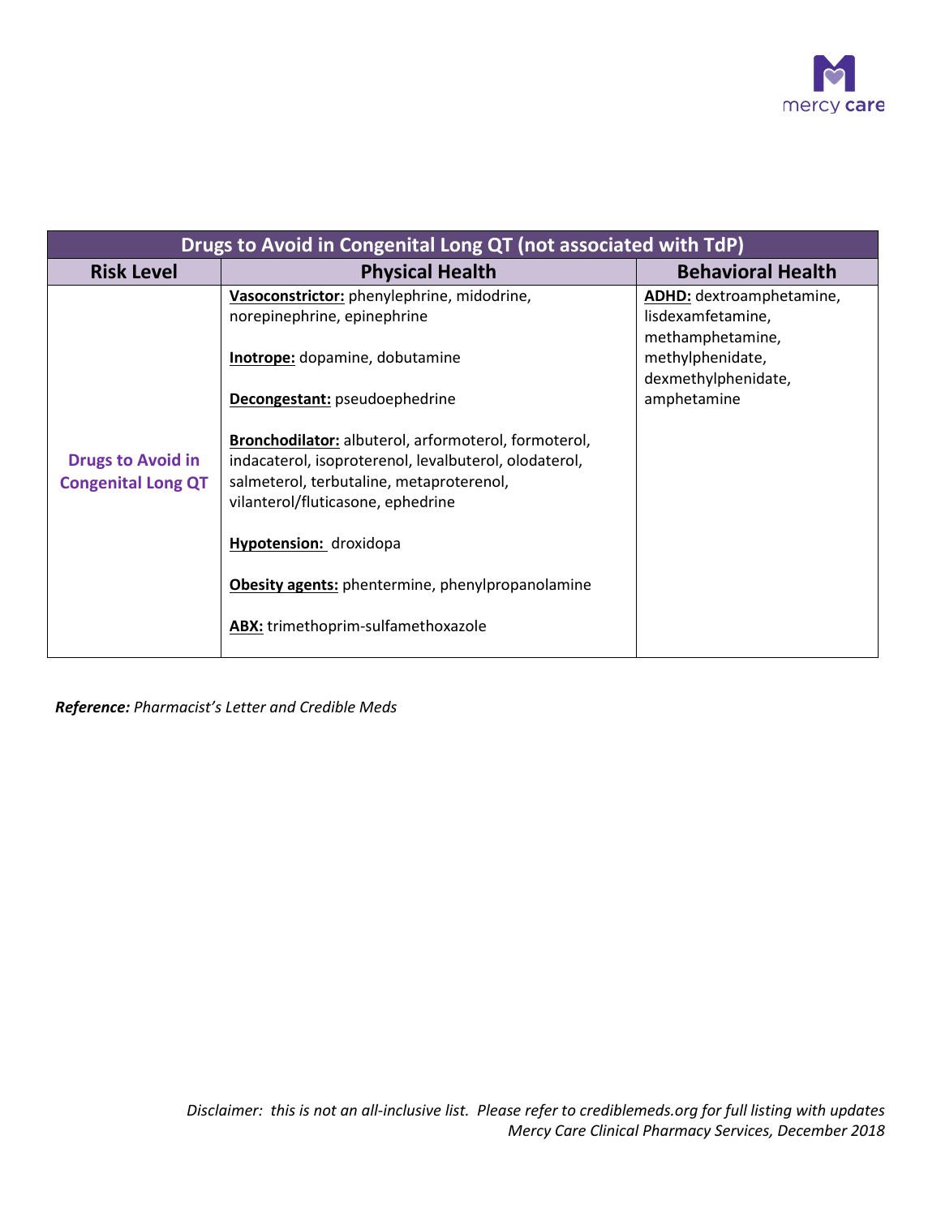| Drugs to Avoid in Congenital Long QT (not associated with TdP) | | |
|---|---|---|
| **Risk Level** | **Physical Health** | **Behavioral Health** |
| **Drugs to Avoid in Congenital Long QT** | **Vasoconstrictor:** phenylephrine, midodrine, norepinephrine, epinephrine<br><br>**Inotrope:** dopamine, dobutamine<br><br>**Decongestant:** pseudoephedrine<br><br>**Bronchodilator:** albuterol, arformoterol, formoterol, indacaterol, isoproterenol, levalbuterol, olodaterol, salmeterol, terbutaline, metaproterenol, vilanterol/fluticasone, ephedrine<br><br>**Hypotension:** droxidopa<br><br>**Obesity agents:** phentermine, phenylpropanolamine<br><br>**ABX:** trimethoprim-sulfamethoxazole | **ADHD:** dextroamphetamine, lisdexamfetamine, methamphetamine, methylphenidate, dexmethylphenidate, amphetamine |

***Reference:*** *Pharmacist's Letter and Credible Meds*

*Disclaimer: this is not an all-inclusive list. Please refer to crediblemeds.org for full listing with updates*
*Mercy Care Clinical Pharmacy Services, December 2018*